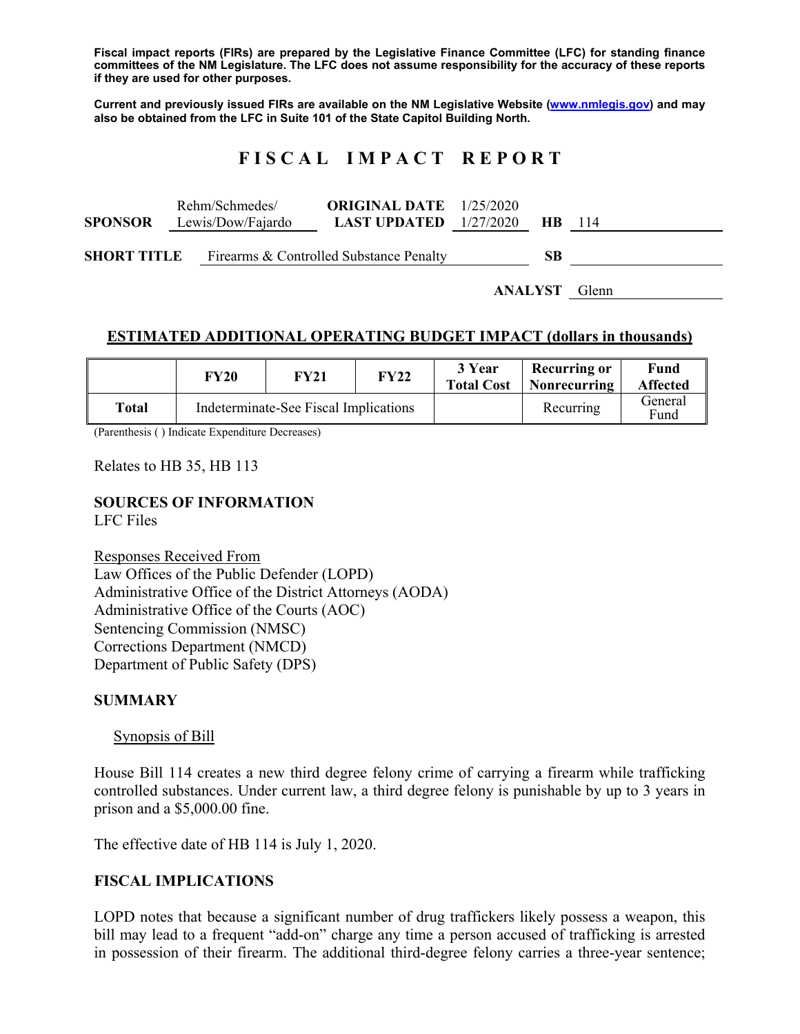**Fiscal impact reports (FIRs) are prepared by the Legislative Finance Committee (LFC) for standing finance committees of the NM Legislature. The LFC does not assume responsibility for the accuracy of these reports if they are used for other purposes.**

**Current and previously issued FIRs are available on the NM Legislative Website (www.nmlegis.gov) and may also be obtained from the LFC in Suite 101 of the State Capitol Building North.**

# FISCAL IMPACT REPORT

| | | | | | |
|---|---|---|---|---|---|
| **SPONSOR** | Rehm/Schmedes/ Lewis/Dow/Fajardo | **ORIGINAL DATE** **LAST UPDATED** | 1/25/2020 1/27/2020 | **HB** | 114 |
| **SHORT TITLE** | Firearms & Controlled Substance Penalty | | | **SB** | |
| | | | | **ANALYST** | Glenn |

## ESTIMATED ADDITIONAL OPERATING BUDGET IMPACT (dollars in thousands)

| | FY20 | FY21 | FY22 | 3 Year Total Cost | Recurring or Nonrecurring | Fund Affected |
|---|---|---|---|---|---|---|
| **Total** | Indeterminate-See Fiscal Implications | | | | Recurring | General Fund |

(Parenthesis ( ) Indicate Expenditure Decreases)

Relates to HB 35, HB 113

## SOURCES OF INFORMATION
LFC Files

Responses Received From
Law Offices of the Public Defender (LOPD)
Administrative Office of the District Attorneys (AODA)
Administrative Office of the Courts (AOC)
Sentencing Commission (NMSC)
Corrections Department (NMCD)
Department of Public Safety (DPS)

## SUMMARY

Synopsis of Bill

House Bill 114 creates a new third degree felony crime of carrying a firearm while trafficking controlled substances. Under current law, a third degree felony is punishable by up to 3 years in prison and a $5,000.00 fine.

The effective date of HB 114 is July 1, 2020.

## FISCAL IMPLICATIONS

LOPD notes that because a significant number of drug traffickers likely possess a weapon, this bill may lead to a frequent "add-on" charge any time a person accused of trafficking is arrested in possession of their firearm. The additional third-degree felony carries a three-year sentence;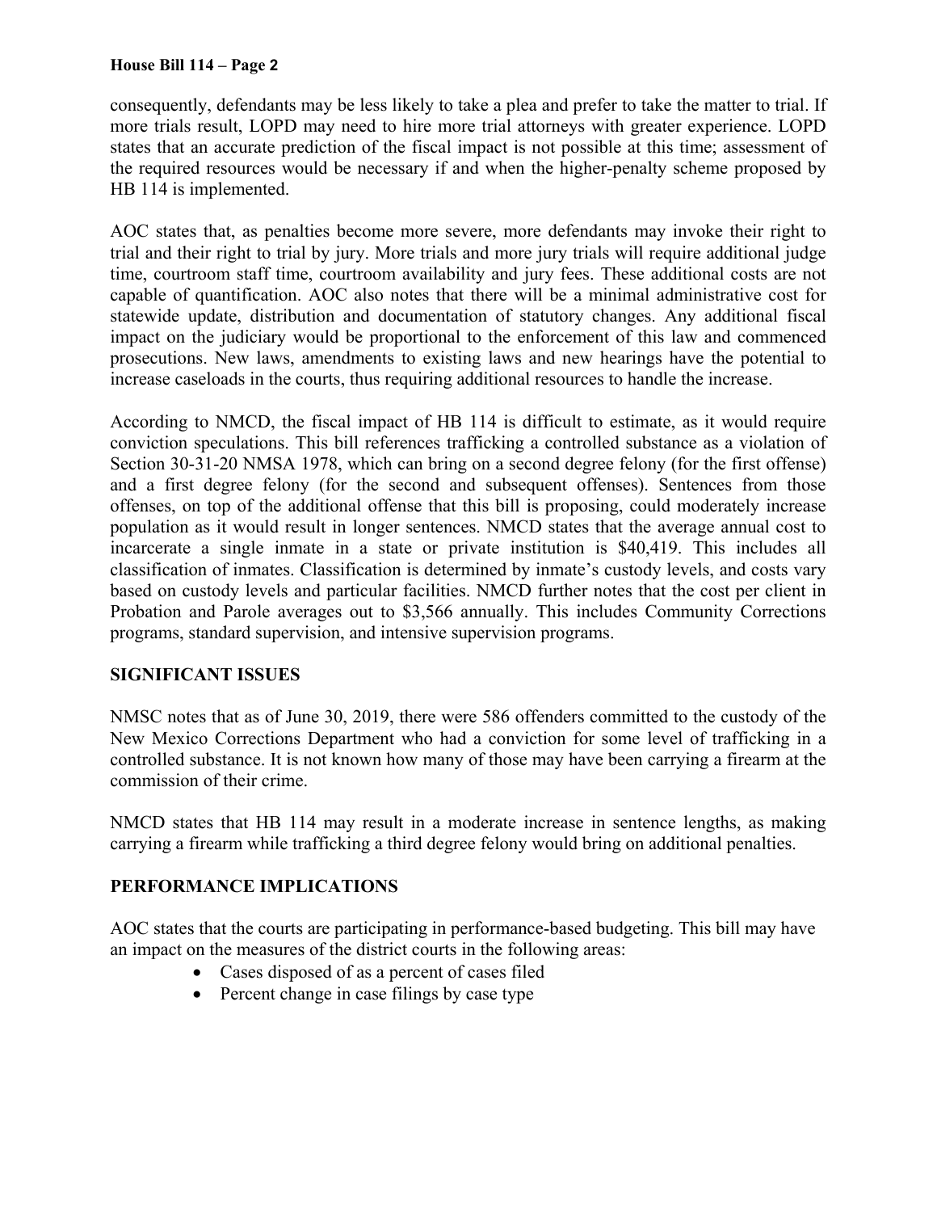consequently, defendants may be less likely to take a plea and prefer to take the matter to trial. If more trials result, LOPD may need to hire more trial attorneys with greater experience. LOPD states that an accurate prediction of the fiscal impact is not possible at this time; assessment of the required resources would be necessary if and when the higher-penalty scheme proposed by HB 114 is implemented.

AOC states that, as penalties become more severe, more defendants may invoke their right to trial and their right to trial by jury. More trials and more jury trials will require additional judge time, courtroom staff time, courtroom availability and jury fees. These additional costs are not capable of quantification. AOC also notes that there will be a minimal administrative cost for statewide update, distribution and documentation of statutory changes. Any additional fiscal impact on the judiciary would be proportional to the enforcement of this law and commenced prosecutions. New laws, amendments to existing laws and new hearings have the potential to increase caseloads in the courts, thus requiring additional resources to handle the increase.

According to NMCD, the fiscal impact of HB 114 is difficult to estimate, as it would require conviction speculations. This bill references trafficking a controlled substance as a violation of Section 30-31-20 NMSA 1978, which can bring on a second degree felony (for the first offense) and a first degree felony (for the second and subsequent offenses). Sentences from those offenses, on top of the additional offense that this bill is proposing, could moderately increase population as it would result in longer sentences. NMCD states that the average annual cost to incarcerate a single inmate in a state or private institution is $40,419. This includes all classification of inmates. Classification is determined by inmate's custody levels, and costs vary based on custody levels and particular facilities. NMCD further notes that the cost per client in Probation and Parole averages out to $3,566 annually. This includes Community Corrections programs, standard supervision, and intensive supervision programs.

## SIGNIFICANT ISSUES

NMSC notes that as of June 30, 2019, there were 586 offenders committed to the custody of the New Mexico Corrections Department who had a conviction for some level of trafficking in a controlled substance. It is not known how many of those may have been carrying a firearm at the commission of their crime.

NMCD states that HB 114 may result in a moderate increase in sentence lengths, as making carrying a firearm while trafficking a third degree felony would bring on additional penalties.

## PERFORMANCE IMPLICATIONS

AOC states that the courts are participating in performance-based budgeting. This bill may have an impact on the measures of the district courts in the following areas:

- Cases disposed of as a percent of cases filed
- Percent change in case filings by case type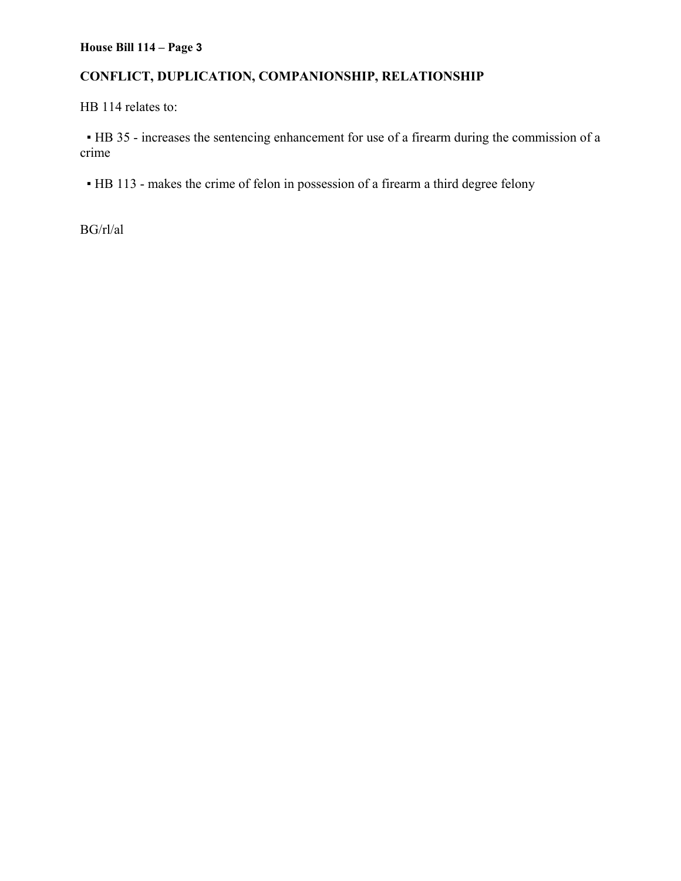## CONFLICT, DUPLICATION, COMPANIONSHIP, RELATIONSHIP

HB 114 relates to:

- HB 35 - increases the sentencing enhancement for use of a firearm during the commission of a crime
- HB 113 - makes the crime of felon in possession of a firearm a third degree felony

BG/rl/al